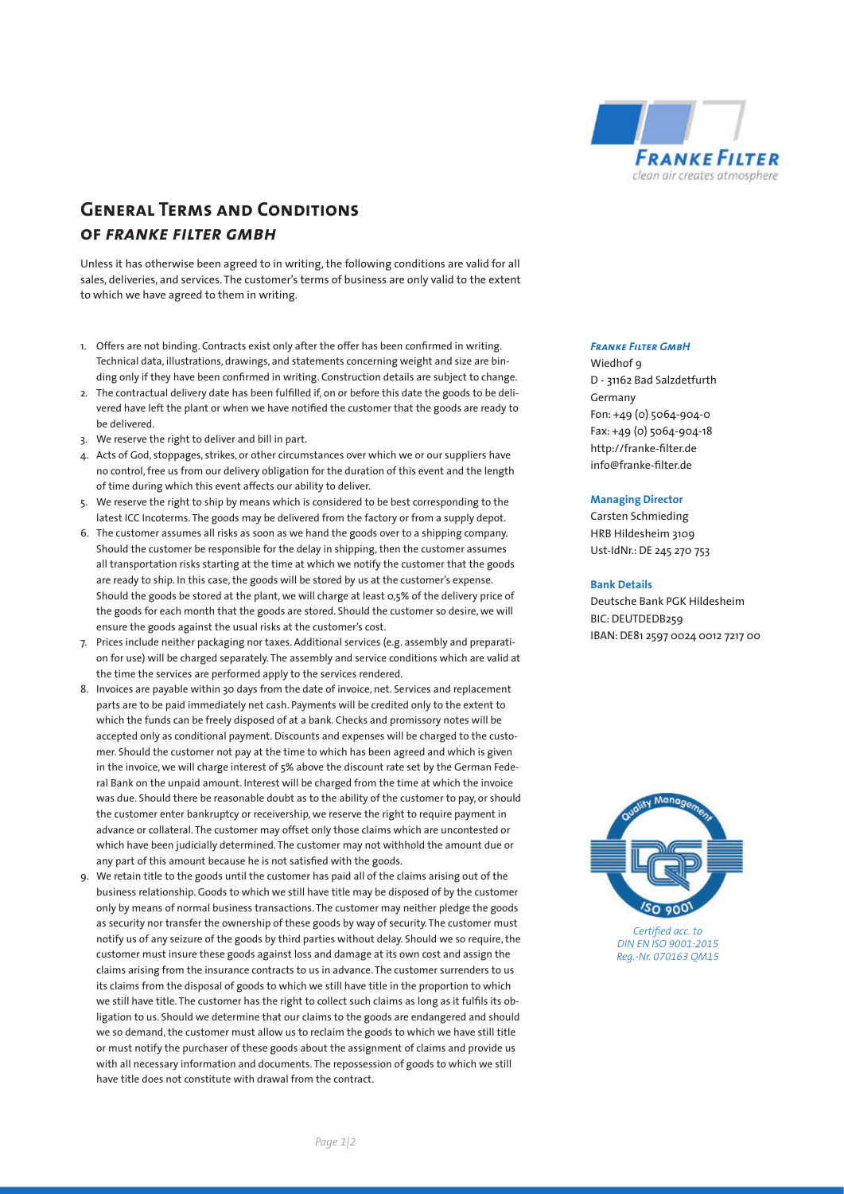# General Terms and Conditions

## of *Franke Filter GmbH*

Unless it has otherwise been agreed to in writing, the following conditions are valid for all sales, deliveries, and services. The customer's terms of business are only valid to the extent to which we have agreed to them in writing.

1. Offers are not binding. Contracts exist only after the offer has been confirmed in writing. Technical data, illustrations, drawings, and statements concerning weight and size are binding only if they have been confirmed in writing. Construction details are subject to change.
2. The contractual delivery date has been fulfilled if, on or before this date the goods to be delivered have left the plant or when we have notified the customer that the goods are ready to be delivered.
3. We reserve the right to deliver and bill in part.
4. Acts of God, stoppages, strikes, or other circumstances over which we or our suppliers have no control, free us from our delivery obligation for the duration of this event and the length of time during which this event affects our ability to deliver.
5. We reserve the right to ship by means which is considered to be best corresponding to the latest ICC Incoterms. The goods may be delivered from the factory or from a supply depot.
6. The customer assumes all risks as soon as we hand the goods over to a shipping company. Should the customer be responsible for the delay in shipping, then the customer assumes all transportation risks starting at the time at which we notify the customer that the goods are ready to ship. In this case, the goods will be stored by us at the customer's expense. Should the goods be stored at the plant, we will charge at least 0,5% of the delivery price of the goods for each month that the goods are stored. Should the customer so desire, we will ensure the goods against the usual risks at the customer's cost.
7. Prices include neither packaging nor taxes. Additional services (e.g. assembly and preparation for use) will be charged separately. The assembly and service conditions which are valid at the time the services are performed apply to the services rendered.
8. Invoices are payable within 30 days from the date of invoice, net. Services and replacement parts are to be paid immediately net cash. Payments will be credited only to the extent to which the funds can be freely disposed of at a bank. Checks and promissory notes will be accepted only as conditional payment. Discounts and expenses will be charged to the customer. Should the customer not pay at the time to which has been agreed and which is given in the invoice, we will charge interest of 5% above the discount rate set by the German Federal Bank on the unpaid amount. Interest will be charged from the time at which the invoice was due. Should there be reasonable doubt as to the ability of the customer to pay, or should the customer enter bankruptcy or receivership, we reserve the right to require payment in advance or collateral. The customer may offset only those claims which are uncontested or which have been judicially determined. The customer may not withhold the amount due or any part of this amount because he is not satisfied with the goods.
9. We retain title to the goods until the customer has paid all of the claims arising out of the business relationship. Goods to which we still have title may be disposed of by the customer only by means of normal business transactions. The customer may neither pledge the goods as security nor transfer the ownership of these goods by way of security. The customer must notify us of any seizure of the goods by third parties without delay. Should we so require, the customer must insure these goods against loss and damage at its own cost and assign the claims arising from the insurance contracts to us in advance. The customer surrenders to us its claims from the disposal of goods to which we still have title in the proportion to which we still have title. The customer has the right to collect such claims as long as it fulfils its obligation to us. Should we determine that our claims to the goods are endangered and should we so demand, the customer must allow us to reclaim the goods to which we have still title or must notify the purchaser of these goods about the assignment of claims and provide us with all necessary information and documents. The repossession of goods to which we still have title does not constitute with drawal from the contract.

**Franke Filter GmbH**
Wiedhof 9
D - 31162 Bad Salzdetfurth
Germany
Fon: +49 (0) 5064-904-0
Fax: +49 (0) 5064-904-18
http://franke-filter.de
info@franke-filter.de

**Managing Director**
Carsten Schmieding
HRB Hildesheim 3109
Ust-IdNr.: DE 245 270 753

**Bank Details**
Deutsche Bank PGK Hildesheim
BIC: DEUTDEDB259
IBAN: DE81 2597 0024 0012 7217 00

*Certified acc. to DIN EN ISO 9001:2015 Reg.-Nr. 070163 QM15*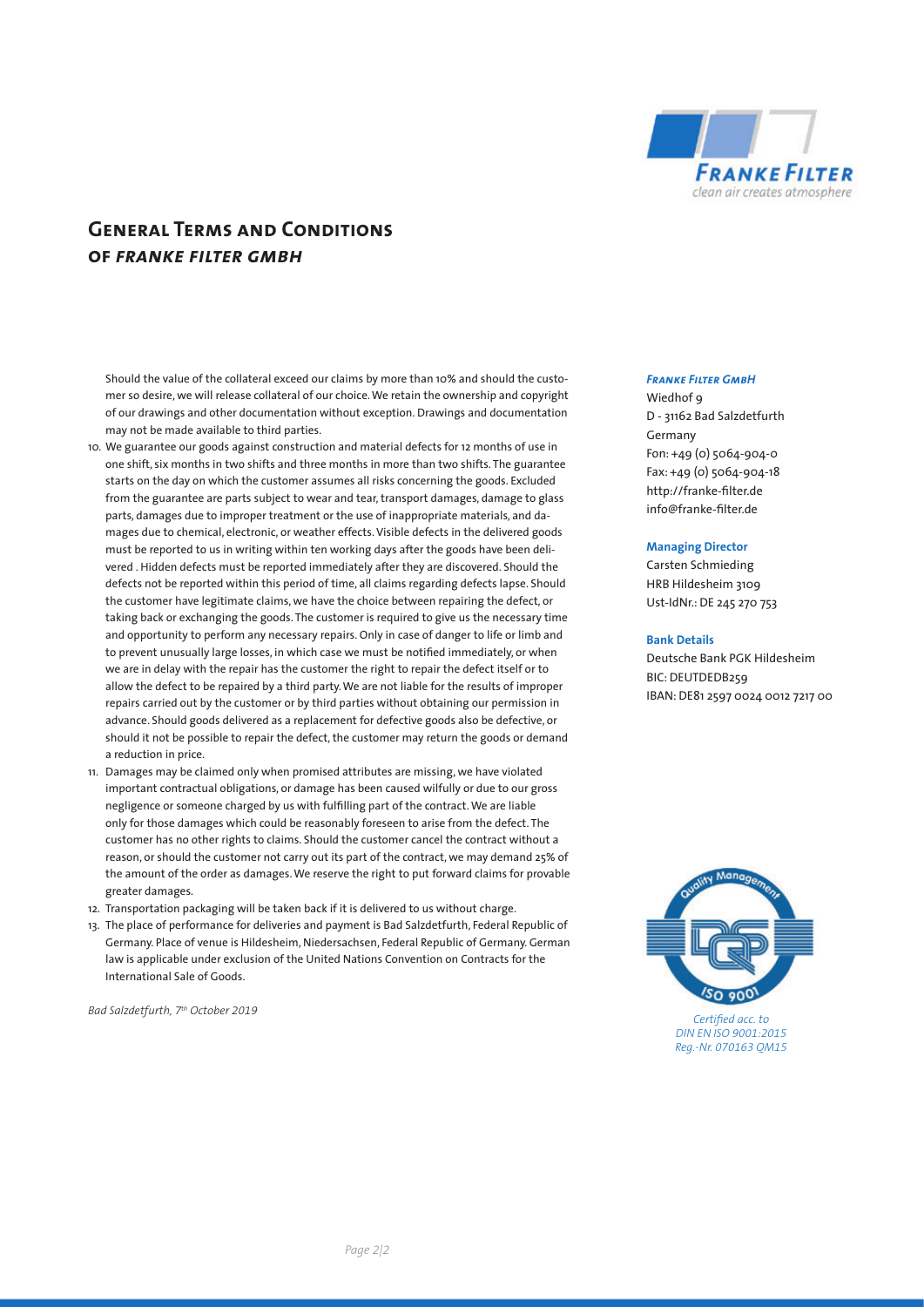# General Terms and Conditions of *Franke Filter GmbH*

Should the value of the collateral exceed our claims by more than 10% and should the customer so desire, we will release collateral of our choice. We retain the ownership and copyright of our drawings and other documentation without exception. Drawings and documentation may not be made available to third parties.

10. We guarantee our goods against construction and material defects for 12 months of use in one shift, six months in two shifts and three months in more than two shifts. The guarantee starts on the day on which the customer assumes all risks concerning the goods. Excluded from the guarantee are parts subject to wear and tear, transport damages, damage to glass parts, damages due to improper treatment or the use of inappropriate materials, and damages due to chemical, electronic, or weather effects. Visible defects in the delivered goods must be reported to us in writing within ten working days after the goods have been delivered . Hidden defects must be reported immediately after they are discovered. Should the defects not be reported within this period of time, all claims regarding defects lapse. Should the customer have legitimate claims, we have the choice between repairing the defect, or taking back or exchanging the goods. The customer is required to give us the necessary time and opportunity to perform any necessary repairs. Only in case of danger to life or limb and to prevent unusually large losses, in which case we must be notified immediately, or when we are in delay with the repair has the customer the right to repair the defect itself or to allow the defect to be repaired by a third party. We are not liable for the results of improper repairs carried out by the customer or by third parties without obtaining our permission in advance. Should goods delivered as a replacement for defective goods also be defective, or should it not be possible to repair the defect, the customer may return the goods or demand a reduction in price.
11. Damages may be claimed only when promised attributes are missing, we have violated important contractual obligations, or damage has been caused wilfully or due to our gross negligence or someone charged by us with fulfilling part of the contract. We are liable only for those damages which could be reasonably foreseen to arise from the defect. The customer has no other rights to claims. Should the customer cancel the contract without a reason, or should the customer not carry out its part of the contract, we may demand 25% of the amount of the order as damages. We reserve the right to put forward claims for provable greater damages.
12. Transportation packaging will be taken back if it is delivered to us without charge.
13. The place of performance for deliveries and payment is Bad Salzdetfurth, Federal Republic of Germany. Place of venue is Hildesheim, Niedersachsen, Federal Republic of Germany. German law is applicable under exclusion of the United Nations Convention on Contracts for the International Sale of Goods.

*Bad Salzdetfurth, 7th October 2019*

***Franke Filter GmbH***
Wiedhof 9
D - 31162 Bad Salzdetfurth
Germany
Fon: +49 (0) 5064-904-0
Fax: +49 (0) 5064-904-18
http://franke-filter.de
info@franke-filter.de

**Managing Director**
Carsten Schmieding
HRB Hildesheim 3109
Ust-IdNr.: DE 245 270 753

**Bank Details**
Deutsche Bank PGK Hildesheim
BIC: DEUTDEDB259
IBAN: DE81 2597 0024 0012 7217 00

*Certified acc. to DIN EN ISO 9001:2015 Reg.-Nr. 070163 QM15*